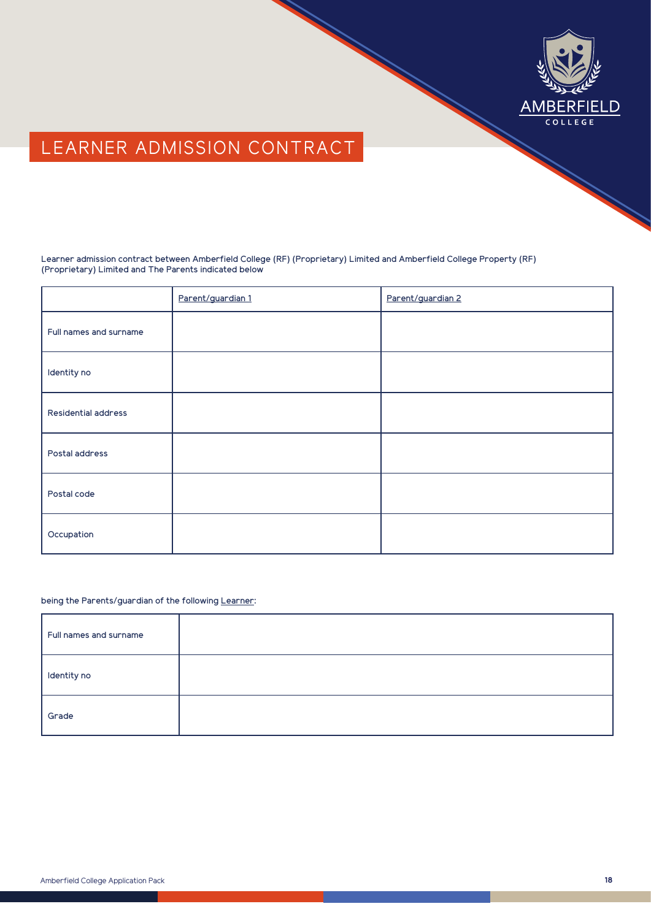# LEARNER ADMISSION CONTRACT

Learner admission contract between Amberfield College (RF) (Proprietary) Limited and Amberfield College Property (RF) (Proprietary) Limited and The Parents indicated below

| | Parent/guardian 1 | Parent/guardian 2 |
|---|---|---|
| Full names and surname | | |
| Identity no | | |
| Residential address | | |
| Postal address | | |
| Postal code | | |
| Occupation | | |

being the Parents/guardian of the following Learner:

| | |
|---|---|
| Full names and surname | |
| Identity no | |
| Grade | |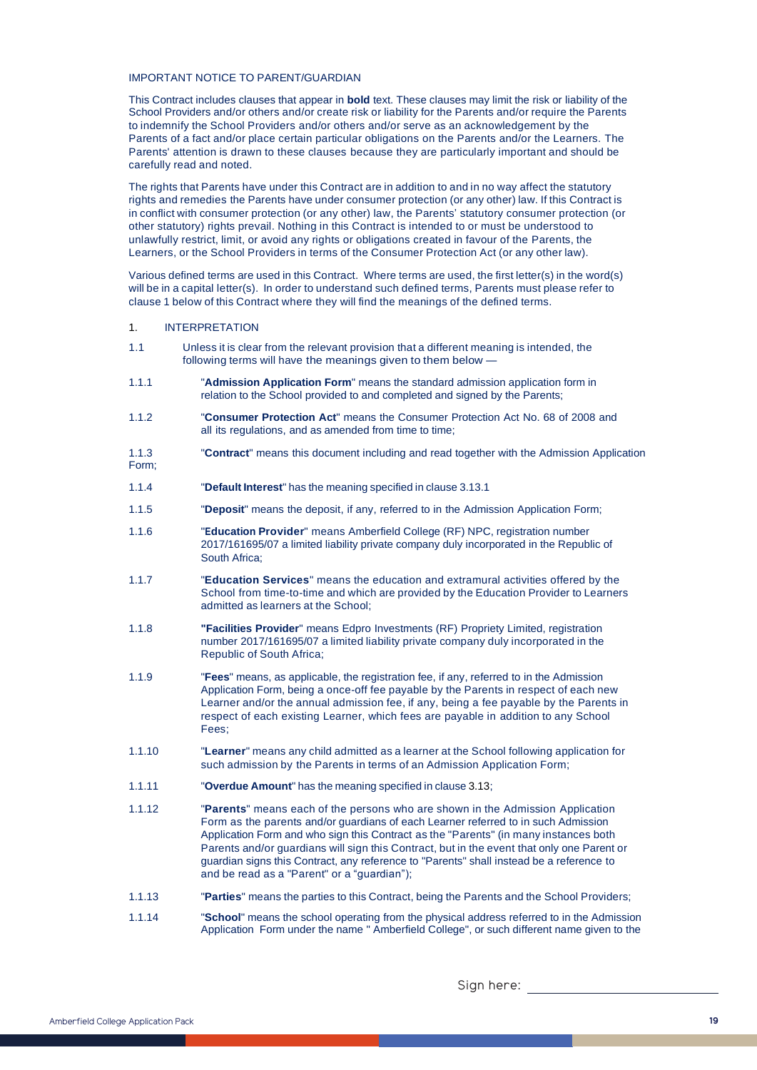IMPORTANT NOTICE TO PARENT/GUARDIAN

This Contract includes clauses that appear in **bold** text. These clauses may limit the risk or liability of the School Providers and/or others and/or create risk or liability for the Parents and/or require the Parents to indemnify the School Providers and/or others and/or serve as an acknowledgement by the Parents of a fact and/or place certain particular obligations on the Parents and/or the Learners. The Parents' attention is drawn to these clauses because they are particularly important and should be carefully read and noted.

The rights that Parents have under this Contract are in addition to and in no way affect the statutory rights and remedies the Parents have under consumer protection (or any other) law. If this Contract is in conflict with consumer protection (or any other) law, the Parents' statutory consumer protection (or other statutory) rights prevail. Nothing in this Contract is intended to or must be understood to unlawfully restrict, limit, or avoid any rights or obligations created in favour of the Parents, the Learners, or the School Providers in terms of the Consumer Protection Act (or any other law).

Various defined terms are used in this Contract. Where terms are used, the first letter(s) in the word(s) will be in a capital letter(s). In order to understand such defined terms, Parents must please refer to clause 1 below of this Contract where they will find the meanings of the defined terms.

1. INTERPRETATION

1.1 Unless it is clear from the relevant provision that a different meaning is intended, the following terms will have the meanings given to them below —

1.1.1 "**Admission Application Form**" means the standard admission application form in relation to the School provided to and completed and signed by the Parents;

1.1.2 "**Consumer Protection Act**" means the Consumer Protection Act No. 68 of 2008 and all its regulations, and as amended from time to time;

1.1.3 "**Contract**" means this document including and read together with the Admission Application Form;

1.1.4 "**Default Interest**" has the meaning specified in clause 3.13.1

1.1.5 "**Deposit**" means the deposit, if any, referred to in the Admission Application Form;

1.1.6 "**Education Provider**" means Amberfield College (RF) NPC, registration number 2017/161695/07 a limited liability private company duly incorporated in the Republic of South Africa;

1.1.7 "**Education Services**" means the education and extramural activities offered by the School from time-to-time and which are provided by the Education Provider to Learners admitted as learners at the School;

1.1.8 "**Facilities Provider**" means Edpro Investments (RF) Propriety Limited, registration number 2017/161695/07 a limited liability private company duly incorporated in the Republic of South Africa;

1.1.9 "**Fees**" means, as applicable, the registration fee, if any, referred to in the Admission Application Form, being a once-off fee payable by the Parents in respect of each new Learner and/or the annual admission fee, if any, being a fee payable by the Parents in respect of each existing Learner, which fees are payable in addition to any School Fees;

1.1.10 "**Learner**" means any child admitted as a learner at the School following application for such admission by the Parents in terms of an Admission Application Form;

1.1.11 "**Overdue Amount**" has the meaning specified in clause 3.13;

1.1.12 "**Parents**" means each of the persons who are shown in the Admission Application Form as the parents and/or guardians of each Learner referred to in such Admission Application Form and who sign this Contract as the "Parents" (in many instances both Parents and/or guardians will sign this Contract, but in the event that only one Parent or guardian signs this Contract, any reference to "Parents" shall instead be a reference to and be read as a "Parent" or a "guardian");

1.1.13 "**Parties**" means the parties to this Contract, being the Parents and the School Providers;

1.1.14 "**School**" means the school operating from the physical address referred to in the Admission Application Form under the name " Amberfield College", or such different name given to the

Sign here: ______________________________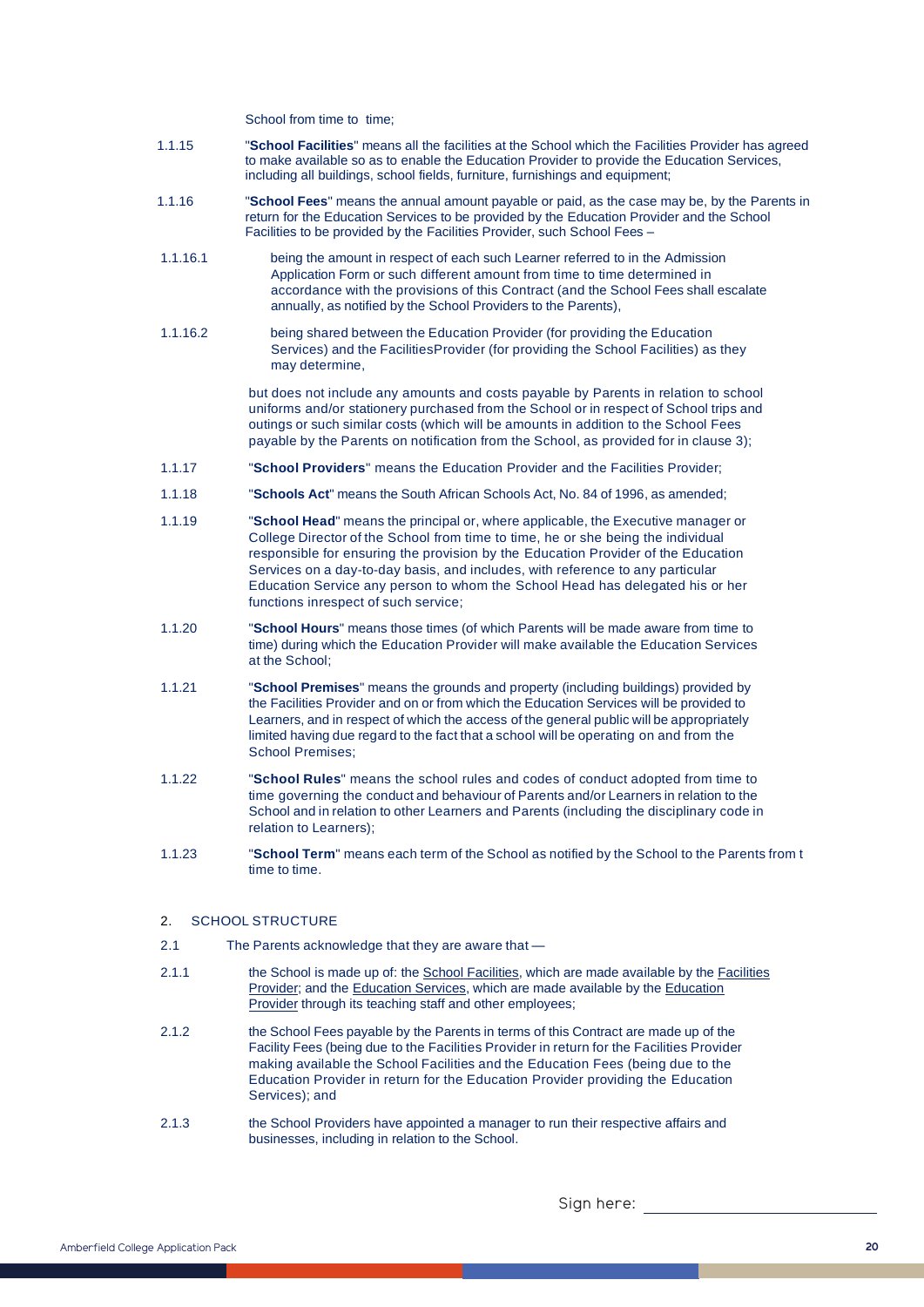School from time to  time;

1.1.15 "**School Facilities**" means all the facilities at the School which the Facilities Provider has agreed to make available so as to enable the Education Provider to provide the Education Services, including all buildings, school fields, furniture, furnishings and equipment;

1.1.16 "**School Fees**" means the annual amount payable or paid, as the case may be, by the Parents in return for the Education Services to be provided by the Education Provider and the School Facilities to be provided by the Facilities Provider, such School Fees –

1.1.16.1 being the amount in respect of each such Learner referred to in the Admission Application Form or such different amount from time to time determined in accordance with the provisions of this Contract (and the School Fees shall escalate annually, as notified by the School Providers to the Parents),

1.1.16.2 being shared between the Education Provider (for providing the Education Services) and the FacilitiesProvider (for providing the School Facilities) as they may determine,

but does not include any amounts and costs payable by Parents in relation to school uniforms and/or stationery purchased from the School or in respect of School trips and outings or such similar costs (which will be amounts in addition to the School Fees payable by the Parents on notification from the School, as provided for in clause 3);

1.1.17 "**School Providers**" means the Education Provider and the Facilities Provider;

1.1.18 "**Schools Act**" means the South African Schools Act, No. 84 of 1996, as amended;

1.1.19 "**School Head**" means the principal or, where applicable, the Executive manager or College Director of the School from time to time, he or she being the individual responsible for ensuring the provision by the Education Provider of the Education Services on a day-to-day basis, and includes, with reference to any particular Education Service any person to whom the School Head has delegated his or her functions inrespect of such service;

1.1.20 "**School Hours**" means those times (of which Parents will be made aware from time to time) during which the Education Provider will make available the Education Services at the School;

1.1.21 "**School Premises**" means the grounds and property (including buildings) provided by the Facilities Provider and on or from which the Education Services will be provided to Learners, and in respect of which the access of the general public will be appropriately limited having due regard to the fact that a school will be operating on and from the School Premises;

1.1.22 "**School Rules**" means the school rules and codes of conduct adopted from time to time governing the conduct and behaviour of Parents and/or Learners in relation to the School and in relation to other Learners and Parents (including the disciplinary code in relation to Learners);

1.1.23 "**School Term**" means each term of the School as notified by the School to the Parents from t time to time.

## 2. SCHOOL STRUCTURE

2.1 The Parents acknowledge that they are aware that —

2.1.1 the School is made up of: the School Facilities, which are made available by the Facilities Provider; and the Education Services, which are made available by the Education Provider through its teaching staff and other employees;

2.1.2 the School Fees payable by the Parents in terms of this Contract are made up of the Facility Fees (being due to the Facilities Provider in return for the Facilities Provider making available the School Facilities and the Education Fees (being due to the Education Provider in return for the Education Provider providing the Education Services); and

2.1.3 the School Providers have appointed a manager to run their respective affairs and businesses, including in relation to the School.

Sign here: ______________________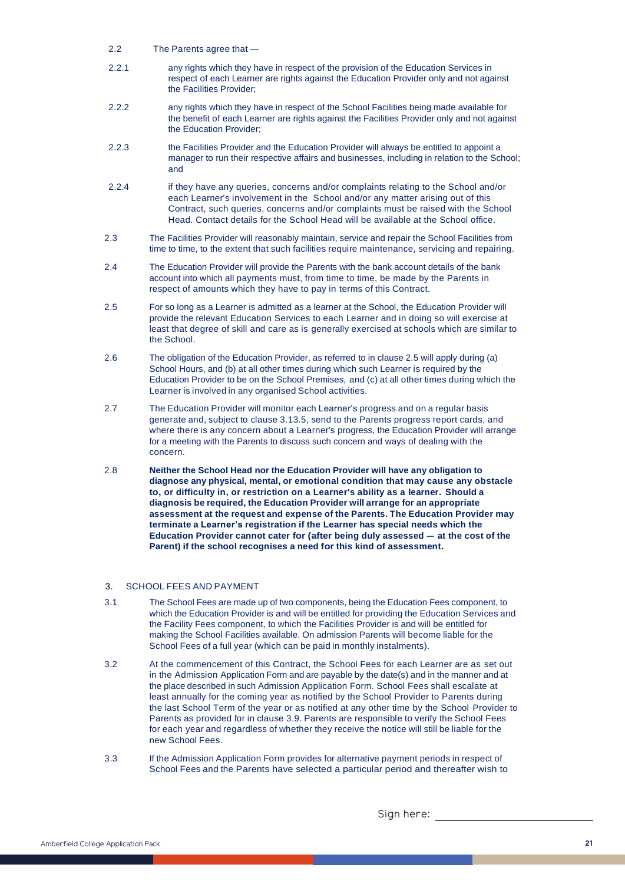2.2 The Parents agree that —

2.2.1 any rights which they have in respect of the provision of the Education Services in respect of each Learner are rights against the Education Provider only and not against the Facilities Provider;

2.2.2 any rights which they have in respect of the School Facilities being made available for the benefit of each Learner are rights against the Facilities Provider only and not against the Education Provider;

2.2.3 the Facilities Provider and the Education Provider will always be entitled to appoint a manager to run their respective affairs and businesses, including in relation to the School; and

2.2.4 if they have any queries, concerns and/or complaints relating to the School and/or each Learner's involvement in the School and/or any matter arising out of this Contract, such queries, concerns and/or complaints must be raised with the School Head. Contact details for the School Head will be available at the School office.

2.3 The Facilities Provider will reasonably maintain, service and repair the School Facilities from time to time, to the extent that such facilities require maintenance, servicing and repairing.

2.4 The Education Provider will provide the Parents with the bank account details of the bank account into which all payments must, from time to time, be made by the Parents in respect of amounts which they have to pay in terms of this Contract.

2.5 For so long as a Learner is admitted as a learner at the School, the Education Provider will provide the relevant Education Services to each Learner and in doing so will exercise at least that degree of skill and care as is generally exercised at schools which are similar to the School.

2.6 The obligation of the Education Provider, as referred to in clause 2.5 will apply during (a) School Hours, and (b) at all other times during which such Learner is required by the Education Provider to be on the School Premises, and (c) at all other times during which the Learner is involved in any organised School activities.

2.7 The Education Provider will monitor each Learner's progress and on a regular basis generate and, subject to clause 3.13.5, send to the Parents progress report cards, and where there is any concern about a Learner's progress, the Education Provider will arrange for a meeting with the Parents to discuss such concern and ways of dealing with the concern.

2.8 **Neither the School Head nor the Education Provider will have any obligation to diagnose any physical, mental, or emotional condition that may cause any obstacle to, or difficulty in, or restriction on a Learner's ability as a learner. Should a diagnosis be required, the Education Provider will arrange for an appropriate assessment at the request and expense of the Parents. The Education Provider may terminate a Learner's registration if the Learner has special needs which the Education Provider cannot cater for (after being duly assessed — at the cost of the Parent) if the school recognises a need for this kind of assessment.**

## 3. SCHOOL FEES AND PAYMENT

3.1 The School Fees are made up of two components, being the Education Fees component, to which the Education Provider is and will be entitled for providing the Education Services and the Facility Fees component, to which the Facilities Provider is and will be entitled for making the School Facilities available. On admission Parents will become liable for the School Fees of a full year (which can be paid in monthly instalments).

3.2 At the commencement of this Contract, the School Fees for each Learner are as set out in the Admission Application Form and are payable by the date(s) and in the manner and at the place described in such Admission Application Form. School Fees shall escalate at least annually for the coming year as notified by the School Provider to Parents during the last School Term of the year or as notified at any other time by the School Provider to Parents as provided for in clause 3.9. Parents are responsible to verify the School Fees for each year and regardless of whether they receive the notice will still be liable for the new School Fees.

3.3 If the Admission Application Form provides for alternative payment periods in respect of School Fees and the Parents have selected a particular period and thereafter wish to

Sign here: \_\_\_\_\_\_\_\_\_\_\_\_\_\_\_\_\_\_\_\_\_\_\_\_\_\_\_\_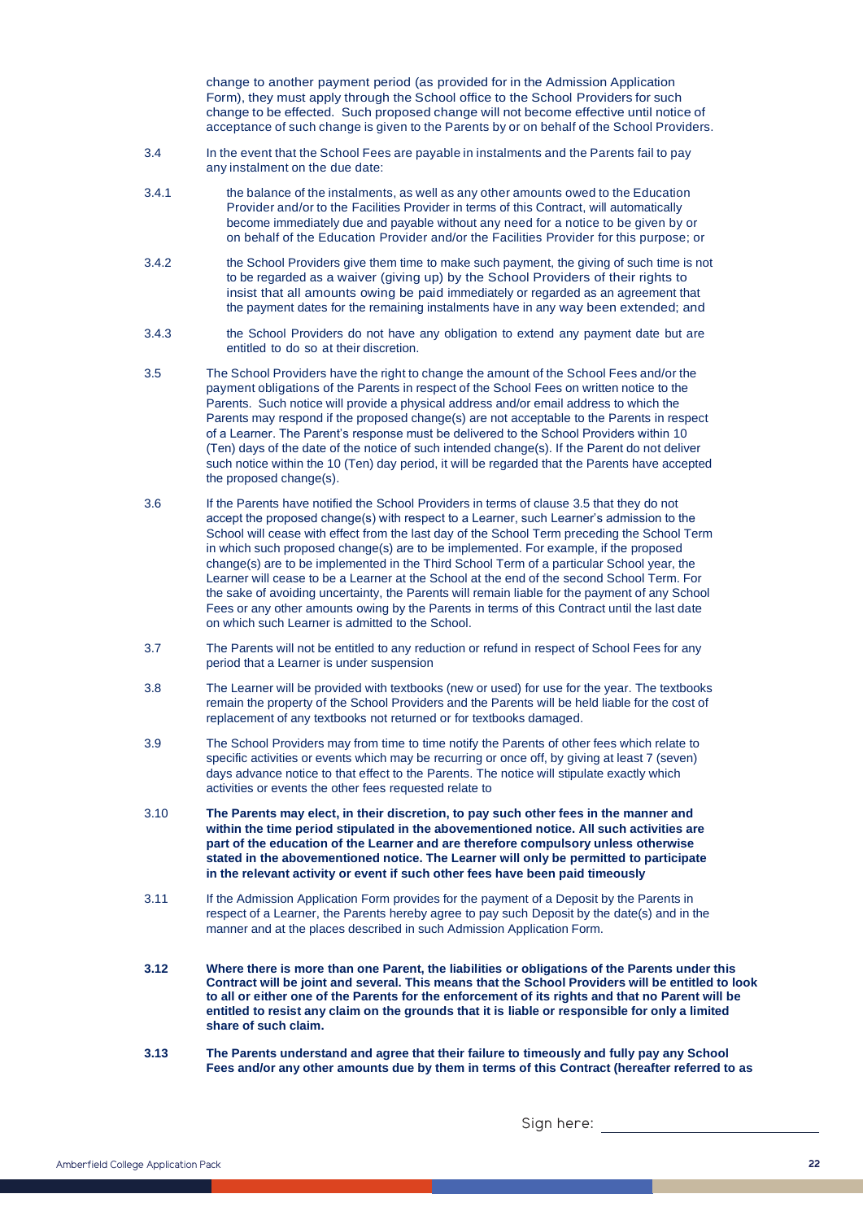change to another payment period (as provided for in the Admission Application Form), they must apply through the School office to the School Providers for such change to be effected. Such proposed change will not become effective until notice of acceptance of such change is given to the Parents by or on behalf of the School Providers.

3.4 In the event that the School Fees are payable in instalments and the Parents fail to pay any instalment on the due date:

3.4.1 the balance of the instalments, as well as any other amounts owed to the Education Provider and/or to the Facilities Provider in terms of this Contract, will automatically become immediately due and payable without any need for a notice to be given by or on behalf of the Education Provider and/or the Facilities Provider for this purpose; or

3.4.2 the School Providers give them time to make such payment, the giving of such time is not to be regarded as a waiver (giving up) by the School Providers of their rights to insist that all amounts owing be paid immediately or regarded as an agreement that the payment dates for the remaining instalments have in any way been extended; and

3.4.3 the School Providers do not have any obligation to extend any payment date but are entitled to do so at their discretion.

3.5 The School Providers have the right to change the amount of the School Fees and/or the payment obligations of the Parents in respect of the School Fees on written notice to the Parents. Such notice will provide a physical address and/or email address to which the Parents may respond if the proposed change(s) are not acceptable to the Parents in respect of a Learner. The Parent's response must be delivered to the School Providers within 10 (Ten) days of the date of the notice of such intended change(s). If the Parent do not deliver such notice within the 10 (Ten) day period, it will be regarded that the Parents have accepted the proposed change(s).

3.6 If the Parents have notified the School Providers in terms of clause 3.5 that they do not accept the proposed change(s) with respect to a Learner, such Learner's admission to the School will cease with effect from the last day of the School Term preceding the School Term in which such proposed change(s) are to be implemented. For example, if the proposed change(s) are to be implemented in the Third School Term of a particular School year, the Learner will cease to be a Learner at the School at the end of the second School Term. For the sake of avoiding uncertainty, the Parents will remain liable for the payment of any School Fees or any other amounts owing by the Parents in terms of this Contract until the last date on which such Learner is admitted to the School.

3.7 The Parents will not be entitled to any reduction or refund in respect of School Fees for any period that a Learner is under suspension

3.8 The Learner will be provided with textbooks (new or used) for use for the year. The textbooks remain the property of the School Providers and the Parents will be held liable for the cost of replacement of any textbooks not returned or for textbooks damaged.

3.9 The School Providers may from time to time notify the Parents of other fees which relate to specific activities or events which may be recurring or once off, by giving at least 7 (seven) days advance notice to that effect to the Parents. The notice will stipulate exactly which activities or events the other fees requested relate to

3.10 **The Parents may elect, in their discretion, to pay such other fees in the manner and within the time period stipulated in the abovementioned notice. All such activities are part of the education of the Learner and are therefore compulsory unless otherwise stated in the abovementioned notice. The Learner will only be permitted to participate in the relevant activity or event if such other fees have been paid timeously**

3.11 If the Admission Application Form provides for the payment of a Deposit by the Parents in respect of a Learner, the Parents hereby agree to pay such Deposit by the date(s) and in the manner and at the places described in such Admission Application Form.

**3.12 Where there is more than one Parent, the liabilities or obligations of the Parents under this Contract will be joint and several. This means that the School Providers will be entitled to look to all or either one of the Parents for the enforcement of its rights and that no Parent will be entitled to resist any claim on the grounds that it is liable or responsible for only a limited share of such claim.**

**3.13 The Parents understand and agree that their failure to timeously and fully pay any School Fees and/or any other amounts due by them in terms of this Contract (hereafter referred to as**

Sign here: ______________________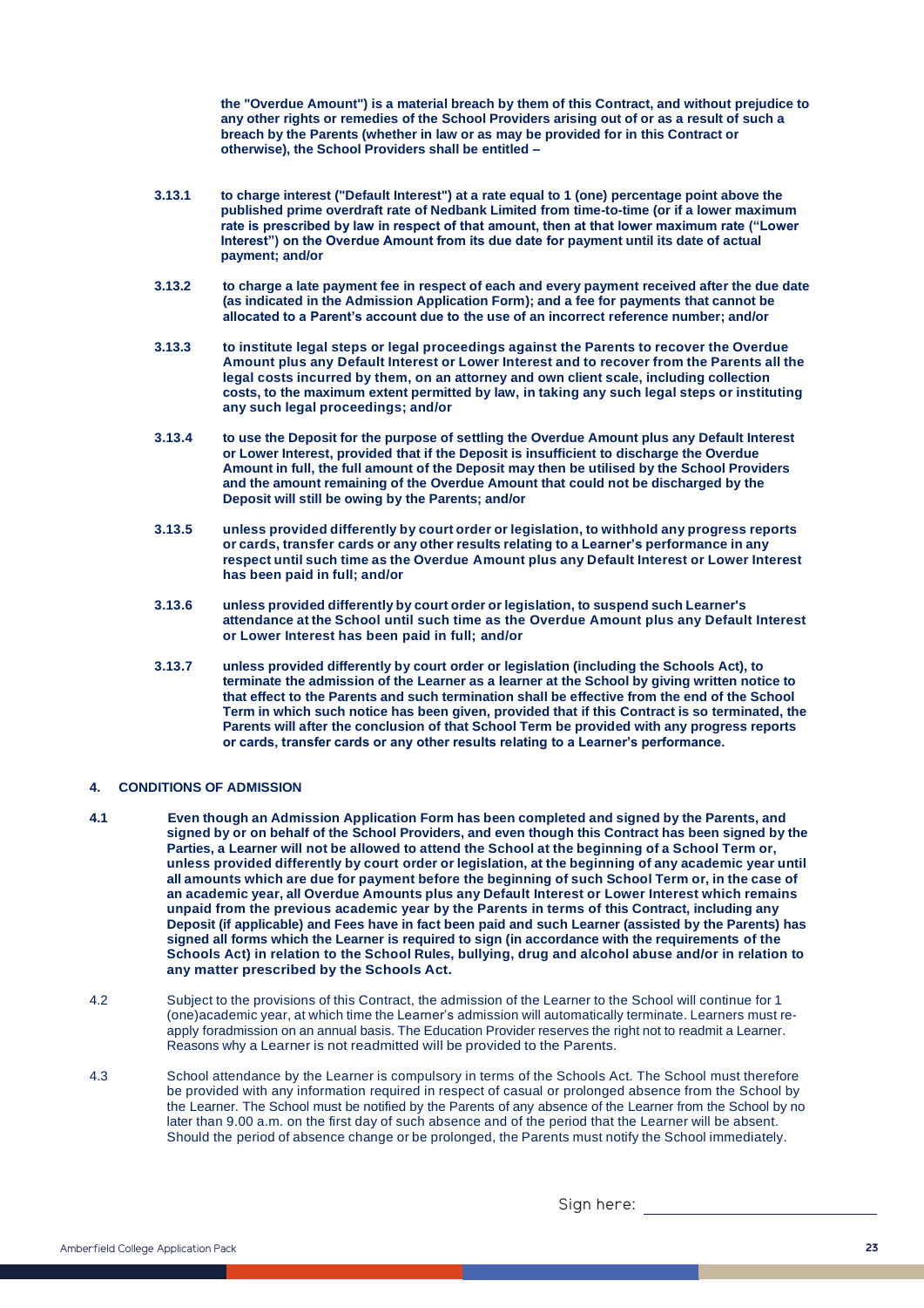**the "Overdue Amount") is a material breach by them of this Contract, and without prejudice to any other rights or remedies of the School Providers arising out of or as a result of such a breach by the Parents (whether in law or as may be provided for in this Contract or otherwise), the School Providers shall be entitled –**

**3.13.1** **to charge interest ("Default Interest") at a rate equal to 1 (one) percentage point above the published prime overdraft rate of Nedbank Limited from time-to-time (or if a lower maximum rate is prescribed by law in respect of that amount, then at that lower maximum rate ("Lower Interest") on the Overdue Amount from its due date for payment until its date of actual payment; and/or**

**3.13.2** **to charge a late payment fee in respect of each and every payment received after the due date (as indicated in the Admission Application Form); and a fee for payments that cannot be allocated to a Parent's account due to the use of an incorrect reference number; and/or**

**3.13.3** **to institute legal steps or legal proceedings against the Parents to recover the Overdue Amount plus any Default Interest or Lower Interest and to recover from the Parents all the legal costs incurred by them, on an attorney and own client scale, including collection costs, to the maximum extent permitted by law, in taking any such legal steps or instituting any such legal proceedings; and/or**

**3.13.4** **to use the Deposit for the purpose of settling the Overdue Amount plus any Default Interest or Lower Interest, provided that if the Deposit is insufficient to discharge the Overdue Amount in full, the full amount of the Deposit may then be utilised by the School Providers and the amount remaining of the Overdue Amount that could not be discharged by the Deposit will still be owing by the Parents; and/or**

**3.13.5** **unless provided differently by court order or legislation, to withhold any progress reports or cards, transfer cards or any other results relating to a Learner's performance in any respect until such time as the Overdue Amount plus any Default Interest or Lower Interest has been paid in full; and/or**

**3.13.6** **unless provided differently by court order or legislation, to suspend such Learner's attendance at the School until such time as the Overdue Amount plus any Default Interest or Lower Interest has been paid in full; and/or**

**3.13.7** **unless provided differently by court order or legislation (including the Schools Act), to terminate the admission of the Learner as a learner at the School by giving written notice to that effect to the Parents and such termination shall be effective from the end of the School Term in which such notice has been given, provided that if this Contract is so terminated, the Parents will after the conclusion of that School Term be provided with any progress reports or cards, transfer cards or any other results relating to a Learner's performance.**

## 4. CONDITIONS OF ADMISSION

**4.1** **Even though an Admission Application Form has been completed and signed by the Parents, and signed by or on behalf of the School Providers, and even though this Contract has been signed by the Parties, a Learner will not be allowed to attend the School at the beginning of a School Term or, unless provided differently by court order or legislation, at the beginning of any academic year until all amounts which are due for payment before the beginning of such School Term or, in the case of an academic year, all Overdue Amounts plus any Default Interest or Lower Interest which remains unpaid from the previous academic year by the Parents in terms of this Contract, including any Deposit (if applicable) and Fees have in fact been paid and such Learner (assisted by the Parents) has signed all forms which the Learner is required to sign (in accordance with the requirements of the Schools Act) in relation to the School Rules, bullying, drug and alcohol abuse and/or in relation to any matter prescribed by the Schools Act.**

4.2 Subject to the provisions of this Contract, the admission of the Learner to the School will continue for 1 (one)academic year, at which time the Learner's admission will automatically terminate. Learners must re-apply foradmission on an annual basis. The Education Provider reserves the right not to readmit a Learner. Reasons why a Learner is not readmitted will be provided to the Parents.

4.3 School attendance by the Learner is compulsory in terms of the Schools Act. The School must therefore be provided with any information required in respect of casual or prolonged absence from the School by the Learner. The School must be notified by the Parents of any absence of the Learner from the School by no later than 9.00 a.m. on the first day of such absence and of the period that the Learner will be absent. Should the period of absence change or be prolonged, the Parents must notify the School immediately.

Sign here: ______________________________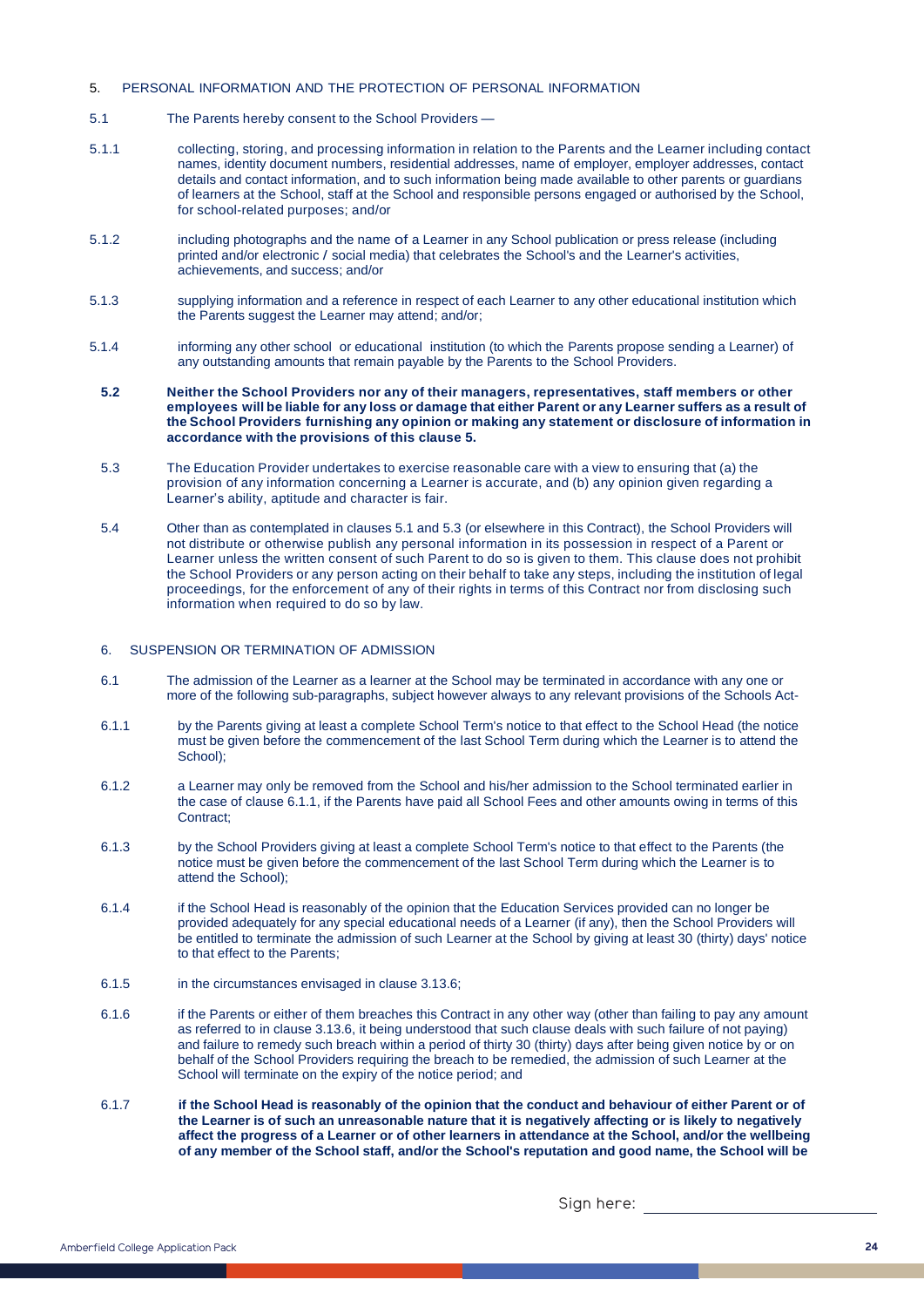## 5. PERSONAL INFORMATION AND THE PROTECTION OF PERSONAL INFORMATION

5.1 The Parents hereby consent to the School Providers —

5.1.1 collecting, storing, and processing information in relation to the Parents and the Learner including contact names, identity document numbers, residential addresses, name of employer, employer addresses, contact details and contact information, and to such information being made available to other parents or guardians of learners at the School, staff at the School and responsible persons engaged or authorised by the School, for school-related purposes; and/or

5.1.2 including photographs and the name of a Learner in any School publication or press release (including printed and/or electronic / social media) that celebrates the School's and the Learner's activities, achievements, and success; and/or

5.1.3 supplying information and a reference in respect of each Learner to any other educational institution which the Parents suggest the Learner may attend; and/or;

5.1.4 informing any other school or educational institution (to which the Parents propose sending a Learner) of any outstanding amounts that remain payable by the Parents to the School Providers.

**5.2 Neither the School Providers nor any of their managers, representatives, staff members or other employees will be liable for any loss or damage that either Parent or any Learner suffers as a result of the School Providers furnishing any opinion or making any statement or disclosure of information in accordance with the provisions of this clause 5.**

5.3 The Education Provider undertakes to exercise reasonable care with a view to ensuring that (a) the provision of any information concerning a Learner is accurate, and (b) any opinion given regarding a Learner's ability, aptitude and character is fair.

5.4 Other than as contemplated in clauses 5.1 and 5.3 (or elsewhere in this Contract), the School Providers will not distribute or otherwise publish any personal information in its possession in respect of a Parent or Learner unless the written consent of such Parent to do so is given to them. This clause does not prohibit the School Providers or any person acting on their behalf to take any steps, including the institution of legal proceedings, for the enforcement of any of their rights in terms of this Contract nor from disclosing such information when required to do so by law.

## 6. SUSPENSION OR TERMINATION OF ADMISSION

6.1 The admission of the Learner as a learner at the School may be terminated in accordance with any one or more of the following sub-paragraphs, subject however always to any relevant provisions of the Schools Act-

6.1.1 by the Parents giving at least a complete School Term's notice to that effect to the School Head (the notice must be given before the commencement of the last School Term during which the Learner is to attend the School);

6.1.2 a Learner may only be removed from the School and his/her admission to the School terminated earlier in the case of clause 6.1.1, if the Parents have paid all School Fees and other amounts owing in terms of this Contract;

6.1.3 by the School Providers giving at least a complete School Term's notice to that effect to the Parents (the notice must be given before the commencement of the last School Term during which the Learner is to attend the School);

6.1.4 if the School Head is reasonably of the opinion that the Education Services provided can no longer be provided adequately for any special educational needs of a Learner (if any), then the School Providers will be entitled to terminate the admission of such Learner at the School by giving at least 30 (thirty) days' notice to that effect to the Parents;

6.1.5 in the circumstances envisaged in clause 3.13.6;

6.1.6 if the Parents or either of them breaches this Contract in any other way (other than failing to pay any amount as referred to in clause 3.13.6, it being understood that such clause deals with such failure of not paying) and failure to remedy such breach within a period of thirty 30 (thirty) days after being given notice by or on behalf of the School Providers requiring the breach to be remedied, the admission of such Learner at the School will terminate on the expiry of the notice period; and

6.1.7 **if the School Head is reasonably of the opinion that the conduct and behaviour of either Parent or of the Learner is of such an unreasonable nature that it is negatively affecting or is likely to negatively affect the progress of a Learner or of other learners in attendance at the School, and/or the wellbeing of any member of the School staff, and/or the School's reputation and good name, the School will be**

Sign here: ______________________________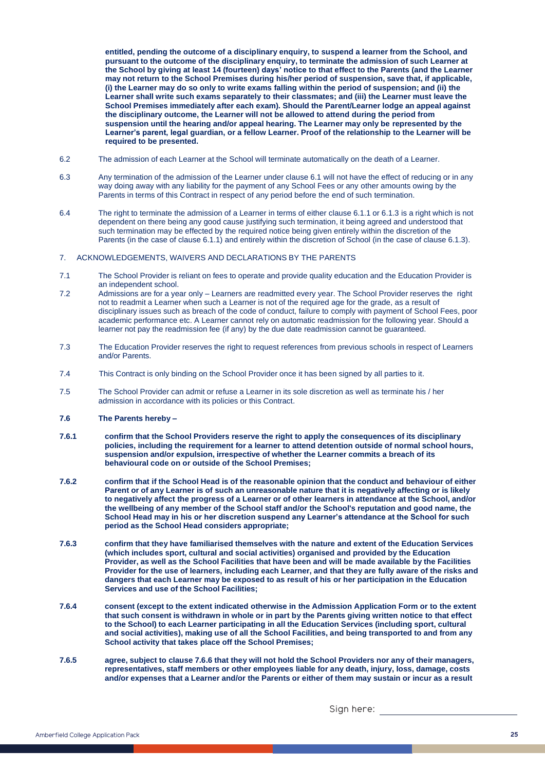**entitled, pending the outcome of a disciplinary enquiry, to suspend a learner from the School, and pursuant to the outcome of the disciplinary enquiry, to terminate the admission of such Learner at the School by giving at least 14 (fourteen) days' notice to that effect to the Parents (and the Learner may not return to the School Premises during his/her period of suspension, save that, if applicable, (i) the Learner may do so only to write exams falling within the period of suspension; and (ii) the Learner shall write such exams separately to their classmates; and (iii) the Learner must leave the School Premises immediately after each exam). Should the Parent/Learner lodge an appeal against the disciplinary outcome, the Learner will not be allowed to attend during the period from suspension until the hearing and/or appeal hearing. The Learner may only be represented by the Learner's parent, legal guardian, or a fellow Learner. Proof of the relationship to the Learner will be required to be presented.**

6.2 The admission of each Learner at the School will terminate automatically on the death of a Learner.

6.3 Any termination of the admission of the Learner under clause 6.1 will not have the effect of reducing or in any way doing away with any liability for the payment of any School Fees or any other amounts owing by the Parents in terms of this Contract in respect of any period before the end of such termination.

6.4 The right to terminate the admission of a Learner in terms of either clause 6.1.1 or 6.1.3 is a right which is not dependent on there being any good cause justifying such termination, it being agreed and understood that such termination may be effected by the required notice being given entirely within the discretion of the Parents (in the case of clause 6.1.1) and entirely within the discretion of School (in the case of clause 6.1.3).

7. ACKNOWLEDGEMENTS, WAIVERS AND DECLARATIONS BY THE PARENTS

7.1 The School Provider is reliant on fees to operate and provide quality education and the Education Provider is an independent school.

7.2 Admissions are for a year only – Learners are readmitted every year. The School Provider reserves the right not to readmit a Learner when such a Learner is not of the required age for the grade, as a result of disciplinary issues such as breach of the code of conduct, failure to comply with payment of School Fees, poor academic performance etc. A Learner cannot rely on automatic readmission for the following year. Should a learner not pay the readmission fee (if any) by the due date readmission cannot be guaranteed.

7.3 The Education Provider reserves the right to request references from previous schools in respect of Learners and/or Parents.

7.4 This Contract is only binding on the School Provider once it has been signed by all parties to it.

7.5 The School Provider can admit or refuse a Learner in its sole discretion as well as terminate his / her admission in accordance with its policies or this Contract.

**7.6 The Parents hereby –**

**7.6.1 confirm that the School Providers reserve the right to apply the consequences of its disciplinary policies, including the requirement for a learner to attend detention outside of normal school hours, suspension and/or expulsion, irrespective of whether the Learner commits a breach of its behavioural code on or outside of the School Premises;**

**7.6.2 confirm that if the School Head is of the reasonable opinion that the conduct and behaviour of either Parent or of any Learner is of such an unreasonable nature that it is negatively affecting or is likely to negatively affect the progress of a Learner or of other learners in attendance at the School, and/or the wellbeing of any member of the School staff and/or the School's reputation and good name, the School Head may in his or her discretion suspend any Learner's attendance at the School for such period as the School Head considers appropriate;**

**7.6.3 confirm that they have familiarised themselves with the nature and extent of the Education Services (which includes sport, cultural and social activities) organised and provided by the Education Provider, as well as the School Facilities that have been and will be made available by the Facilities Provider for the use of learners, including each Learner, and that they are fully aware of the risks and dangers that each Learner may be exposed to as result of his or her participation in the Education Services and use of the School Facilities;**

**7.6.4 consent (except to the extent indicated otherwise in the Admission Application Form or to the extent that such consent is withdrawn in whole or in part by the Parents giving written notice to that effect to the School) to each Learner participating in all the Education Services (including sport, cultural and social activities), making use of all the School Facilities, and being transported to and from any School activity that takes place off the School Premises;**

**7.6.5 agree, subject to clause 7.6.6 that they will not hold the School Providers nor any of their managers, representatives, staff members or other employees liable for any death, injury, loss, damage, costs and/or expenses that a Learner and/or the Parents or either of them may sustain or incur as a result**

Sign here: ______________________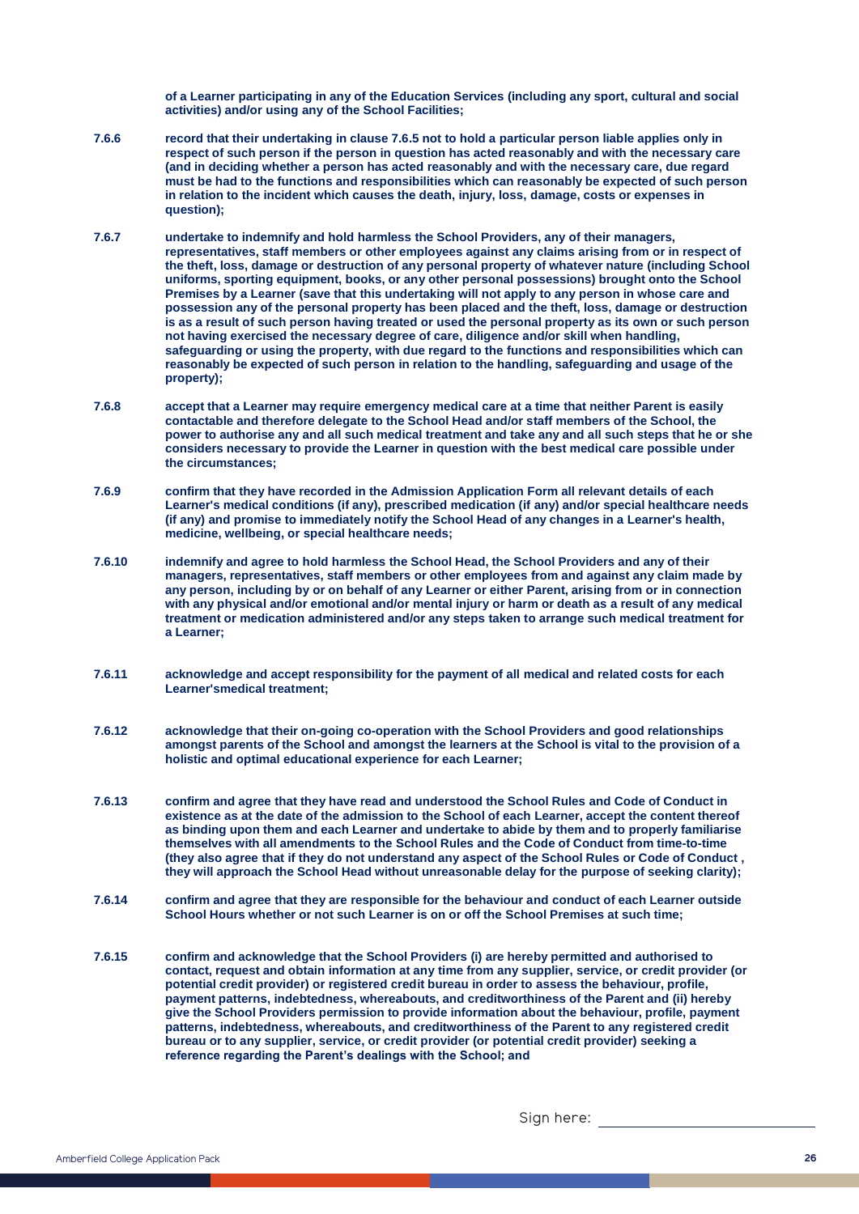**of a Learner participating in any of the Education Services (including any sport, cultural and social activities) and/or using any of the School Facilities;**

**7.6.6** **record that their undertaking in clause 7.6.5 not to hold a particular person liable applies only in respect of such person if the person in question has acted reasonably and with the necessary care (and in deciding whether a person has acted reasonably and with the necessary care, due regard must be had to the functions and responsibilities which can reasonably be expected of such person in relation to the incident which causes the death, injury, loss, damage, costs or expenses in question);**

**7.6.7** **undertake to indemnify and hold harmless the School Providers, any of their managers, representatives, staff members or other employees against any claims arising from or in respect of the theft, loss, damage or destruction of any personal property of whatever nature (including School uniforms, sporting equipment, books, or any other personal possessions) brought onto the School Premises by a Learner (save that this undertaking will not apply to any person in whose care and possession any of the personal property has been placed and the theft, loss, damage or destruction is as a result of such person having treated or used the personal property as its own or such person not having exercised the necessary degree of care, diligence and/or skill when handling, safeguarding or using the property, with due regard to the functions and responsibilities which can reasonably be expected of such person in relation to the handling, safeguarding and usage of the property);**

**7.6.8** **accept that a Learner may require emergency medical care at a time that neither Parent is easily contactable and therefore delegate to the School Head and/or staff members of the School, the power to authorise any and all such medical treatment and take any and all such steps that he or she considers necessary to provide the Learner in question with the best medical care possible under the circumstances;**

**7.6.9** **confirm that they have recorded in the Admission Application Form all relevant details of each Learner's medical conditions (if any), prescribed medication (if any) and/or special healthcare needs (if any) and promise to immediately notify the School Head of any changes in a Learner's health, medicine, wellbeing, or special healthcare needs;**

**7.6.10** **indemnify and agree to hold harmless the School Head, the School Providers and any of their managers, representatives, staff members or other employees from and against any claim made by any person, including by or on behalf of any Learner or either Parent, arising from or in connection with any physical and/or emotional and/or mental injury or harm or death as a result of any medical treatment or medication administered and/or any steps taken to arrange such medical treatment for a Learner;**

**7.6.11** **acknowledge and accept responsibility for the payment of all medical and related costs for each Learner'smedical treatment;**

**7.6.12** **acknowledge that their on-going co-operation with the School Providers and good relationships amongst parents of the School and amongst the learners at the School is vital to the provision of a holistic and optimal educational experience for each Learner;**

**7.6.13** **confirm and agree that they have read and understood the School Rules and Code of Conduct in existence as at the date of the admission to the School of each Learner, accept the content thereof as binding upon them and each Learner and undertake to abide by them and to properly familiarise themselves with all amendments to the School Rules and the Code of Conduct from time-to-time (they also agree that if they do not understand any aspect of the School Rules or Code of Conduct , they will approach the School Head without unreasonable delay for the purpose of seeking clarity);**

**7.6.14** **confirm and agree that they are responsible for the behaviour and conduct of each Learner outside School Hours whether or not such Learner is on or off the School Premises at such time;**

**7.6.15** **confirm and acknowledge that the School Providers (i) are hereby permitted and authorised to contact, request and obtain information at any time from any supplier, service, or credit provider (or potential credit provider) or registered credit bureau in order to assess the behaviour, profile, payment patterns, indebtedness, whereabouts, and creditworthiness of the Parent and (ii) hereby give the School Providers permission to provide information about the behaviour, profile, payment patterns, indebtedness, whereabouts, and creditworthiness of the Parent to any registered credit bureau or to any supplier, service, or credit provider (or potential credit provider) seeking a reference regarding the Parent's dealings with the School; and**

Sign here: ____________________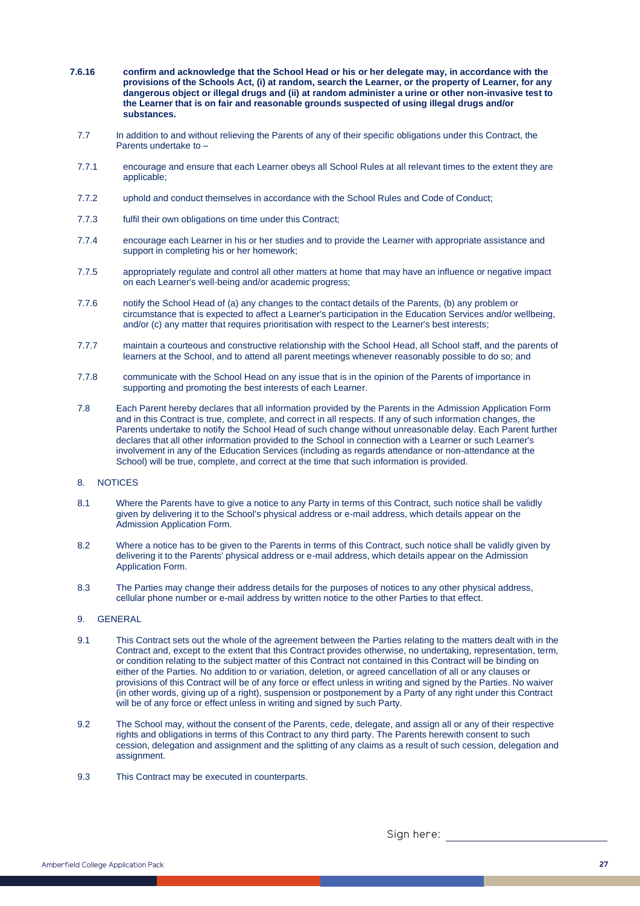**7.6.16 confirm and acknowledge that the School Head or his or her delegate may, in accordance with the provisions of the Schools Act, (i) at random, search the Learner, or the property of Learner, for any dangerous object or illegal drugs and (ii) at random administer a urine or other non-invasive test to the Learner that is on fair and reasonable grounds suspected of using illegal drugs and/or substances.**

7.7 In addition to and without relieving the Parents of any of their specific obligations under this Contract, the Parents undertake to –

7.7.1 encourage and ensure that each Learner obeys all School Rules at all relevant times to the extent they are applicable;

7.7.2 uphold and conduct themselves in accordance with the School Rules and Code of Conduct;

7.7.3 fulfil their own obligations on time under this Contract;

7.7.4 encourage each Learner in his or her studies and to provide the Learner with appropriate assistance and support in completing his or her homework;

7.7.5 appropriately regulate and control all other matters at home that may have an influence or negative impact on each Learner's well-being and/or academic progress;

7.7.6 notify the School Head of (a) any changes to the contact details of the Parents, (b) any problem or circumstance that is expected to affect a Learner's participation in the Education Services and/or wellbeing, and/or (c) any matter that requires prioritisation with respect to the Learner's best interests;

7.7.7 maintain a courteous and constructive relationship with the School Head, all School staff, and the parents of learners at the School, and to attend all parent meetings whenever reasonably possible to do so; and

7.7.8 communicate with the School Head on any issue that is in the opinion of the Parents of importance in supporting and promoting the best interests of each Learner.

7.8 Each Parent hereby declares that all information provided by the Parents in the Admission Application Form and in this Contract is true, complete, and correct in all respects. If any of such information changes, the Parents undertake to notify the School Head of such change without unreasonable delay. Each Parent further declares that all other information provided to the School in connection with a Learner or such Learner's involvement in any of the Education Services (including as regards attendance or non-attendance at the School) will be true, complete, and correct at the time that such information is provided.

## 8. NOTICES

8.1 Where the Parents have to give a notice to any Party in terms of this Contract, such notice shall be validly given by delivering it to the School's physical address or e-mail address, which details appear on the Admission Application Form.

8.2 Where a notice has to be given to the Parents in terms of this Contract, such notice shall be validly given by delivering it to the Parents' physical address or e-mail address, which details appear on the Admission Application Form.

8.3 The Parties may change their address details for the purposes of notices to any other physical address, cellular phone number or e-mail address by written notice to the other Parties to that effect.

## 9. GENERAL

9.1 This Contract sets out the whole of the agreement between the Parties relating to the matters dealt with in the Contract and, except to the extent that this Contract provides otherwise, no undertaking, representation, term, or condition relating to the subject matter of this Contract not contained in this Contract will be binding on either of the Parties. No addition to or variation, deletion, or agreed cancellation of all or any clauses or provisions of this Contract will be of any force or effect unless in writing and signed by the Parties. No waiver (in other words, giving up of a right), suspension or postponement by a Party of any right under this Contract will be of any force or effect unless in writing and signed by such Party.

9.2 The School may, without the consent of the Parents, cede, delegate, and assign all or any of their respective rights and obligations in terms of this Contract to any third party. The Parents herewith consent to such cession, delegation and assignment and the splitting of any claims as a result of such cession, delegation and assignment.

9.3 This Contract may be executed in counterparts.

Sign here: ______________________________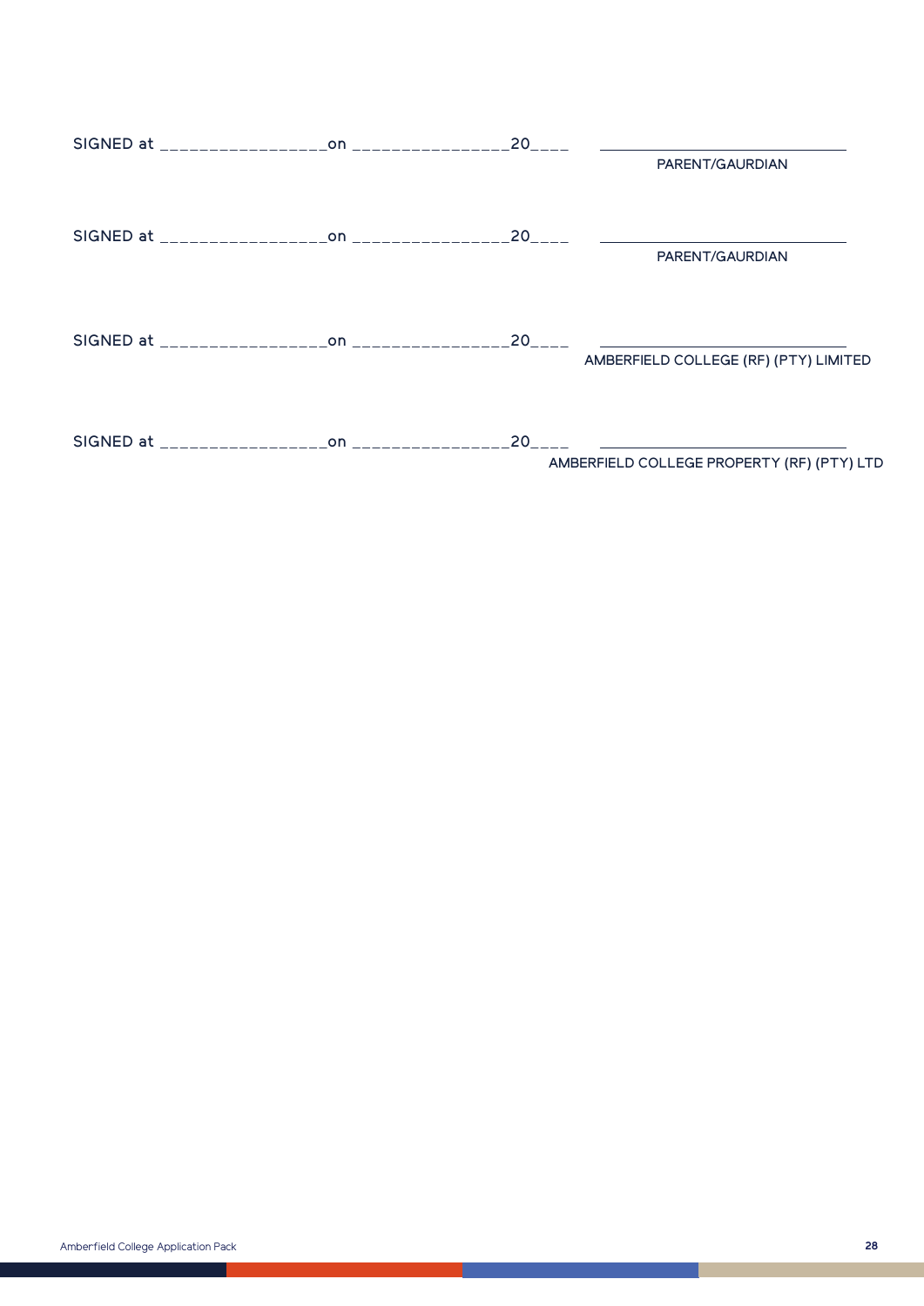SIGNED at _________________on ________________20____ ______________________________

PARENT/GAURDIAN

SIGNED at _________________on ________________20____ ______________________________

PARENT/GAURDIAN

SIGNED at _________________on ________________20____ ______________________________

AMBERFIELD COLLEGE (RF) (PTY) LIMITED

SIGNED at _________________on ________________20____ ______________________________

AMBERFIELD COLLEGE PROPERTY (RF) (PTY) LTD